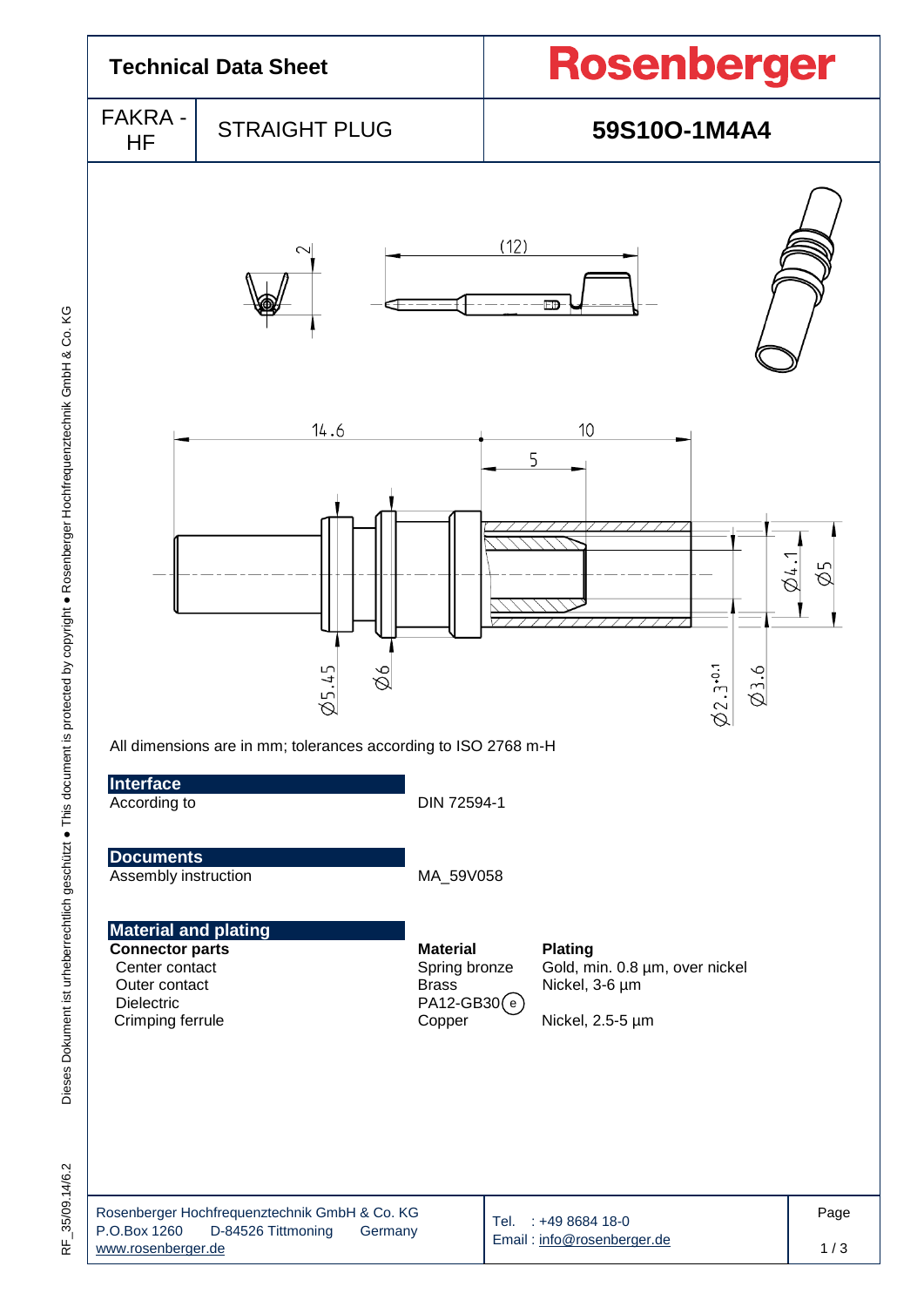# Technical Data Sheet

**Rosenberger**

| FAKRA - HF | STRAIGHT PLUG | **59S10O-1M4A4** |
|---|---|---|

All dimensions are in mm; tolerances according to ISO 2768 m-H

## Interface

| | |
|---|---|
| According to | DIN 72594-1 |

## Documents

| | |
|---|---|
| Assembly instruction | MA_59V058 |

## Material and plating

| **Connector parts** | **Material** | **Plating** |
|---|---|---|
| Center contact | Spring bronze | Gold, min. 0.8 µm, over nickel |
| Outer contact | Brass | Nickel, 3-6 µm |
| Dielectric | PA12-GB30 (e) | |
| Crimping ferrule | Copper | Nickel, 2.5-5 µm |

Rosenberger Hochfrequenztechnik GmbH & Co. KG
P.O.Box 1260 D-84526 Tittmoning Germany
www.rosenberger.de

Tel. : +49 8684 18-0
Email : info@rosenberger.de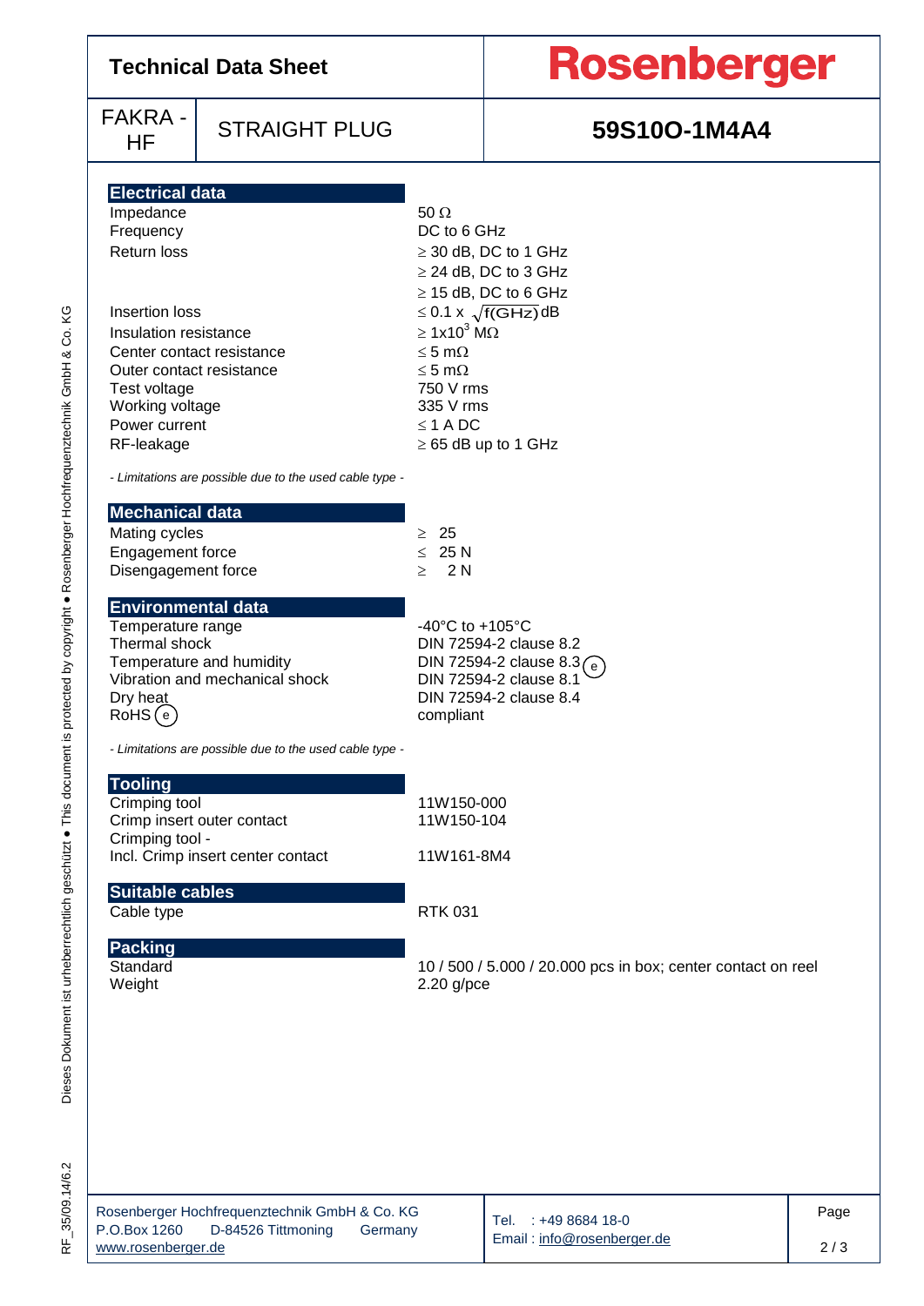# Technical Data Sheet

**Rosenberger**

| FAKRA - HF | STRAIGHT PLUG | **59S10O-1M4A4** |
|---|---|---|

## Electrical data

| | |
|---|---|
| Impedance | 50 Ω |
| Frequency | DC to 6 GHz |
| Return loss | ≥ 30 dB, DC to 1 GHz |
| | ≥ 24 dB, DC to 3 GHz |
| | ≥ 15 dB, DC to 6 GHz |
| Insertion loss | $\leq 0.1 \times \sqrt{f(GHz)}$ dB |
| Insulation resistance | $\geq 1 \times 10^3$ MΩ |
| Center contact resistance | ≤ 5 mΩ |
| Outer contact resistance | ≤ 5 mΩ |
| Test voltage | 750 V rms |
| Working voltage | 335 V rms |
| Power current | ≤ 1 A DC |
| RF-leakage | ≥ 65 dB up to 1 GHz |

*- Limitations are possible due to the used cable type -*

## Mechanical data

| | |
|---|---|
| Mating cycles | ≥ 25 |
| Engagement force | ≤ 25 N |
| Disengagement force | ≥ 2 N |

## Environmental data

| | |
|---|---|
| Temperature range | -40°C to +105°C |
| Thermal shock | DIN 72594-2 clause 8.2 |
| Temperature and humidity | DIN 72594-2 clause 8.3 (e) |
| Vibration and mechanical shock | DIN 72594-2 clause 8.1 |
| Dry heat | DIN 72594-2 clause 8.4 |
| RoHS (e) | compliant |

*- Limitations are possible due to the used cable type -*

## Tooling

| | |
|---|---|
| Crimping tool | 11W150-000 |
| Crimp insert outer contact | 11W150-104 |
| Crimping tool - Incl. Crimp insert center contact | 11W161-8M4 |

## Suitable cables

| | |
|---|---|
| Cable type | RTK 031 |

## Packing

| | |
|---|---|
| Standard | 10 / 500 / 5.000 / 20.000 pcs in box; center contact on reel |
| Weight | 2.20 g/pce |

Rosenberger Hochfrequenztechnik GmbH & Co. KG
P.O.Box 1260 D-84526 Tittmoning Germany
www.rosenberger.de

Tel. : +49 8684 18-0
Email : info@rosenberger.de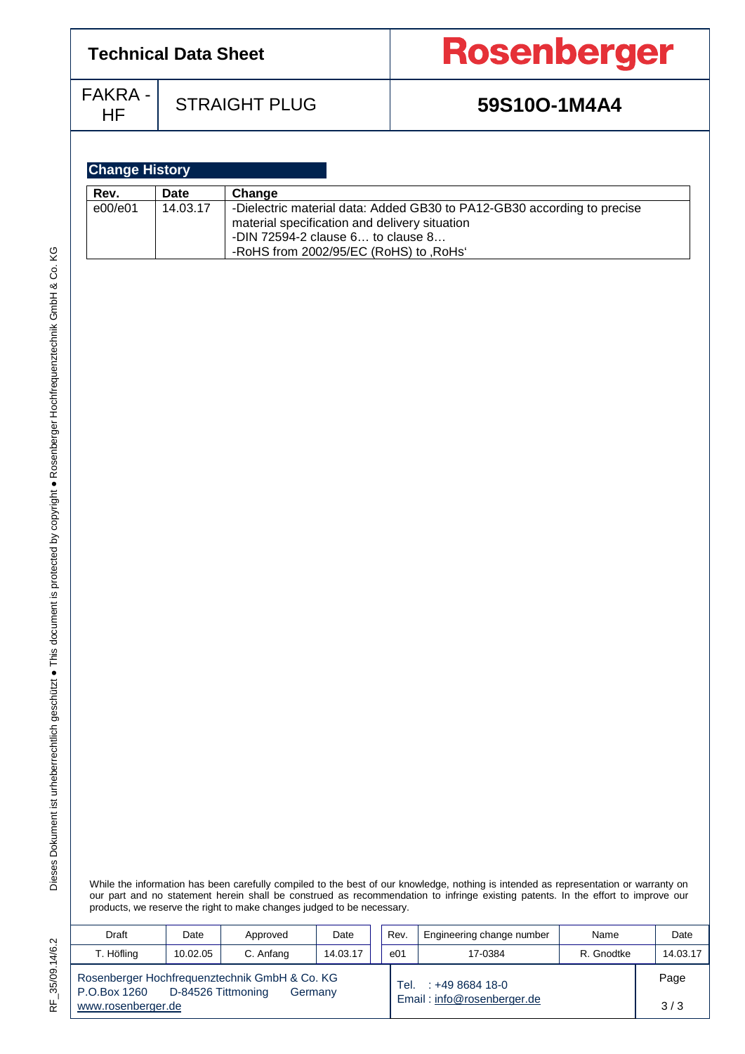## Change History

| Rev. | Date | Change |
| --- | --- | --- |
| e00/e01 | 14.03.17 | -Dielectric material data: Added GB30 to PA12-GB30 according to precise material specification and delivery situation<br>-DIN 72594-2 clause 6… to clause 8…<br>-RoHS from 2002/95/EC (RoHS) to ‚RoHs' |

While the information has been carefully compiled to the best of our knowledge, nothing is intended as representation or warranty on our part and no statement herein shall be construed as recommendation to infringe existing patents. In the effort to improve our products, we reserve the right to make changes judged to be necessary.

| Draft | Date | Approved | Date | Rev. | Engineering change number | Name | Date |
| --- | --- | --- | --- | --- | --- | --- | --- |
| T. Höfling | 10.02.05 | C. Anfang | 14.03.17 | e01 | 17-0384 | R. Gnodtke | 14.03.17 |

Rosenberger Hochfrequenztechnik GmbH & Co. KG
P.O.Box 1260 D-84526 Tittmoning Germany
www.rosenberger.de

Tel. : +49 8684 18-0
Email : info@rosenberger.de